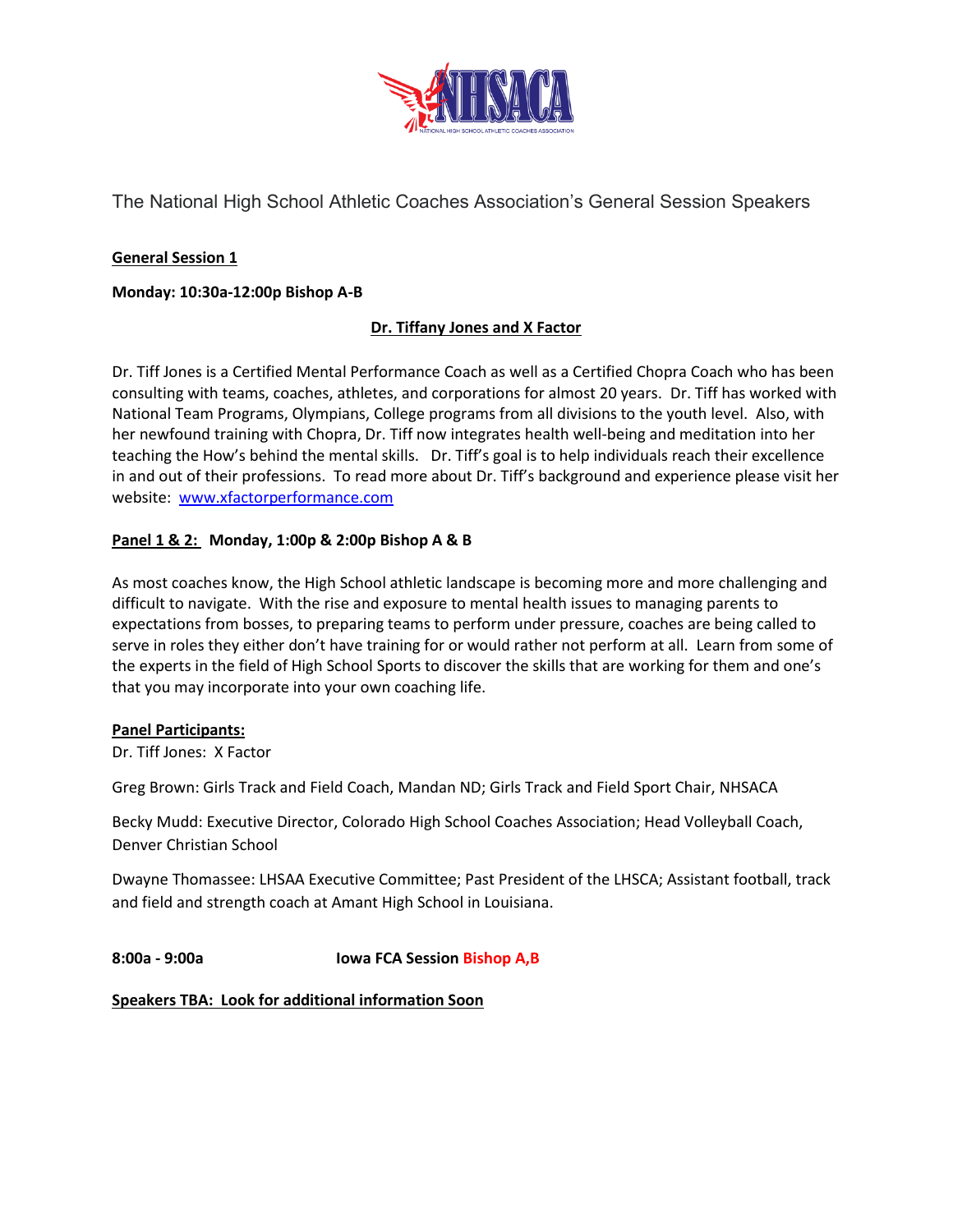The National High School Athletic Coaches Association's General Session Speakers

**General Session 1**

**Monday: 10:30a-12:00p Bishop A-B**

**Dr. Tiffany Jones and X Factor**

Dr. Tiff Jones is a Certified Mental Performance Coach as well as a Certified Chopra Coach who has been consulting with teams, coaches, athletes, and corporations for almost 20 years. Dr. Tiff has worked with National Team Programs, Olympians, College programs from all divisions to the youth level. Also, with her newfound training with Chopra, Dr. Tiff now integrates health well-being and meditation into her teaching the How's behind the mental skills. Dr. Tiff's goal is to help individuals reach their excellence in and out of their professions. To read more about Dr. Tiff's background and experience please visit her website: www.xfactorperformance.com

**Panel 1 & 2: Monday, 1:00p & 2:00p Bishop A & B**

As most coaches know, the High School athletic landscape is becoming more and more challenging and difficult to navigate. With the rise and exposure to mental health issues to managing parents to expectations from bosses, to preparing teams to perform under pressure, coaches are being called to serve in roles they either don't have training for or would rather not perform at all. Learn from some of the experts in the field of High School Sports to discover the skills that are working for them and one's that you may incorporate into your own coaching life.

**Panel Participants:**

Dr. Tiff Jones: X Factor

Greg Brown: Girls Track and Field Coach, Mandan ND; Girls Track and Field Sport Chair, NHSACA

Becky Mudd: Executive Director, Colorado High School Coaches Association; Head Volleyball Coach, Denver Christian School

Dwayne Thomassee: LHSAA Executive Committee; Past President of the LHSCA; Assistant football, track and field and strength coach at Amant High School in Louisiana.

**8:00a - 9:00a** **Iowa FCA Session Bishop A,B**

**Speakers TBA: Look for additional information Soon**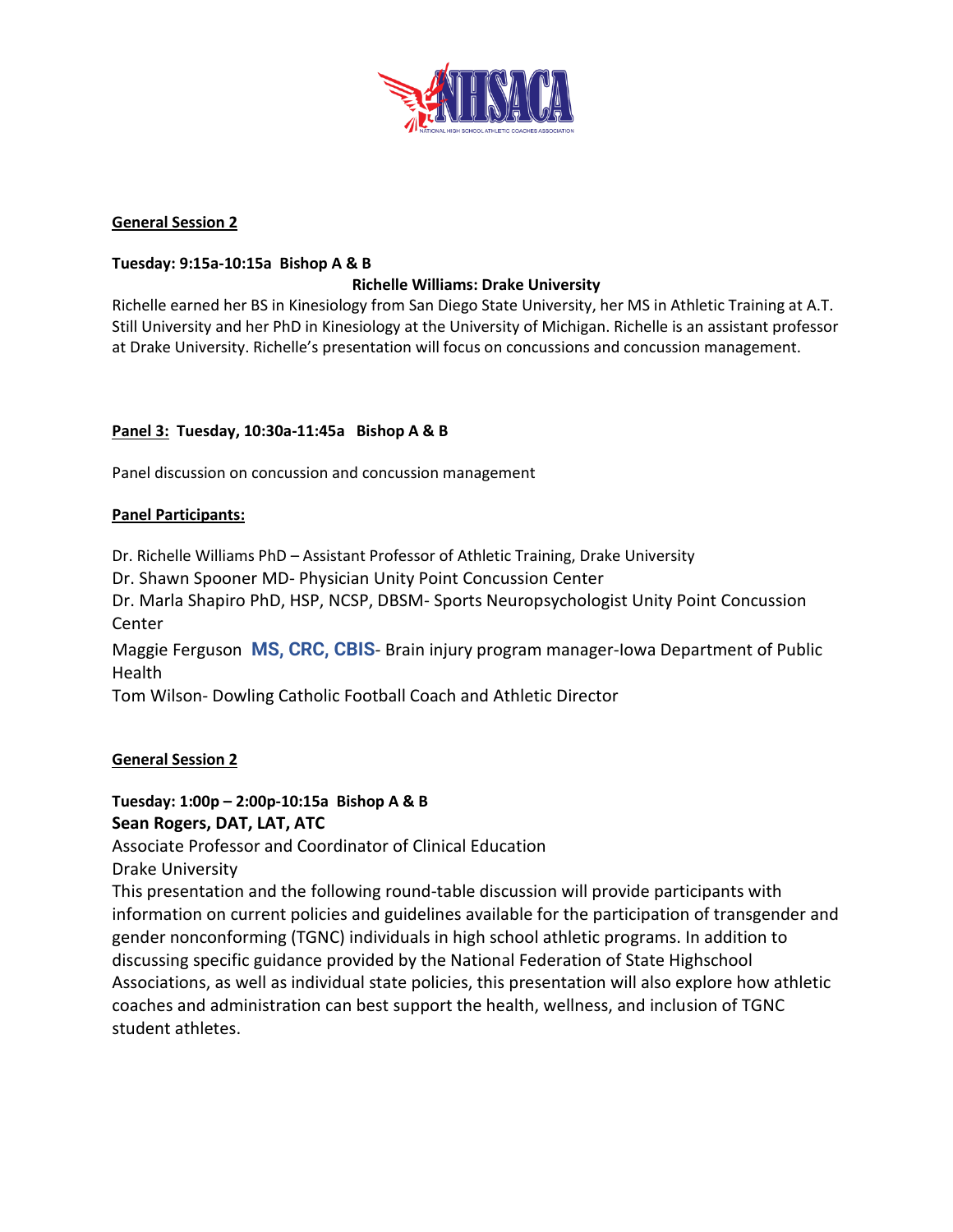**General Session 2**

**Tuesday: 9:15a-10:15a Bishop A & B**

**Richelle Williams: Drake University**

Richelle earned her BS in Kinesiology from San Diego State University, her MS in Athletic Training at A.T. Still University and her PhD in Kinesiology at the University of Michigan. Richelle is an assistant professor at Drake University. Richelle's presentation will focus on concussions and concussion management.

**Panel 3: Tuesday, 10:30a-11:45a Bishop A & B**

Panel discussion on concussion and concussion management

**Panel Participants:**

Dr. Richelle Williams PhD – Assistant Professor of Athletic Training, Drake University
Dr. Shawn Spooner MD- Physician Unity Point Concussion Center
Dr. Marla Shapiro PhD, HSP, NCSP, DBSM- Sports Neuropsychologist Unity Point Concussion Center
Maggie Ferguson **MS, CRC, CBIS**- Brain injury program manager-Iowa Department of Public Health
Tom Wilson- Dowling Catholic Football Coach and Athletic Director

**General Session 2**

**Tuesday: 1:00p – 2:00p-10:15a Bishop A & B**
**Sean Rogers, DAT, LAT, ATC**
Associate Professor and Coordinator of Clinical Education
Drake University
This presentation and the following round-table discussion will provide participants with information on current policies and guidelines available for the participation of transgender and gender nonconforming (TGNC) individuals in high school athletic programs. In addition to discussing specific guidance provided by the National Federation of State Highschool Associations, as well as individual state policies, this presentation will also explore how athletic coaches and administration can best support the health, wellness, and inclusion of TGNC student athletes.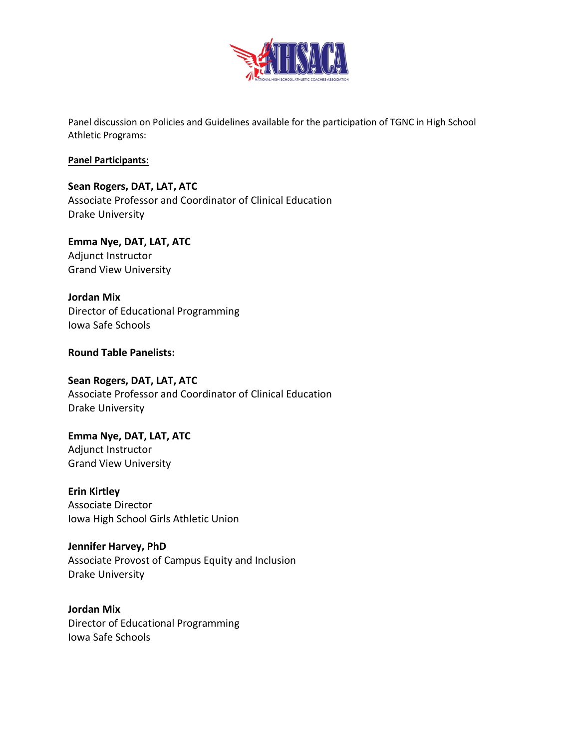Panel discussion on Policies and Guidelines available for the participation of TGNC in High School Athletic Programs:

**Panel Participants:**

**Sean Rogers, DAT, LAT, ATC**
Associate Professor and Coordinator of Clinical Education
Drake University

**Emma Nye, DAT, LAT, ATC**
Adjunct Instructor
Grand View University

**Jordan Mix**
Director of Educational Programming
Iowa Safe Schools

**Round Table Panelists:**

**Sean Rogers, DAT, LAT, ATC**
Associate Professor and Coordinator of Clinical Education
Drake University

**Emma Nye, DAT, LAT, ATC**
Adjunct Instructor
Grand View University

**Erin Kirtley**
Associate Director
Iowa High School Girls Athletic Union

**Jennifer Harvey, PhD**
Associate Provost of Campus Equity and Inclusion
Drake University

**Jordan Mix**
Director of Educational Programming
Iowa Safe Schools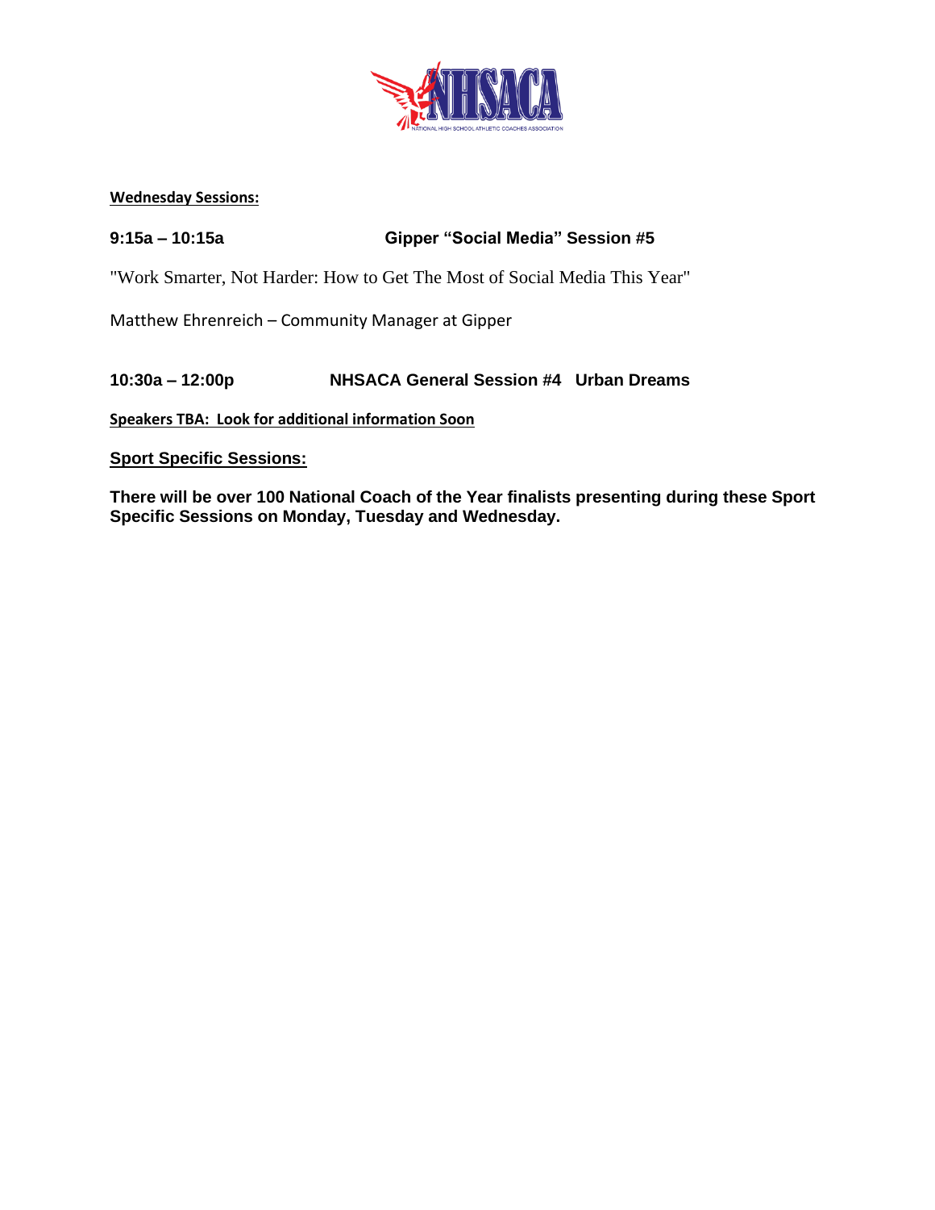**Wednesday Sessions:**

**9:15a – 10:15a** **Gipper "Social Media" Session #5**

"Work Smarter, Not Harder: How to Get The Most of Social Media This Year"

Matthew Ehrenreich – Community Manager at Gipper

**10:30a – 12:00p** **NHSACA General Session #4 Urban Dreams**

**Speakers TBA: Look for additional information Soon**

**Sport Specific Sessions:**

**There will be over 100 National Coach of the Year finalists presenting during these Sport Specific Sessions on Monday, Tuesday and Wednesday.**